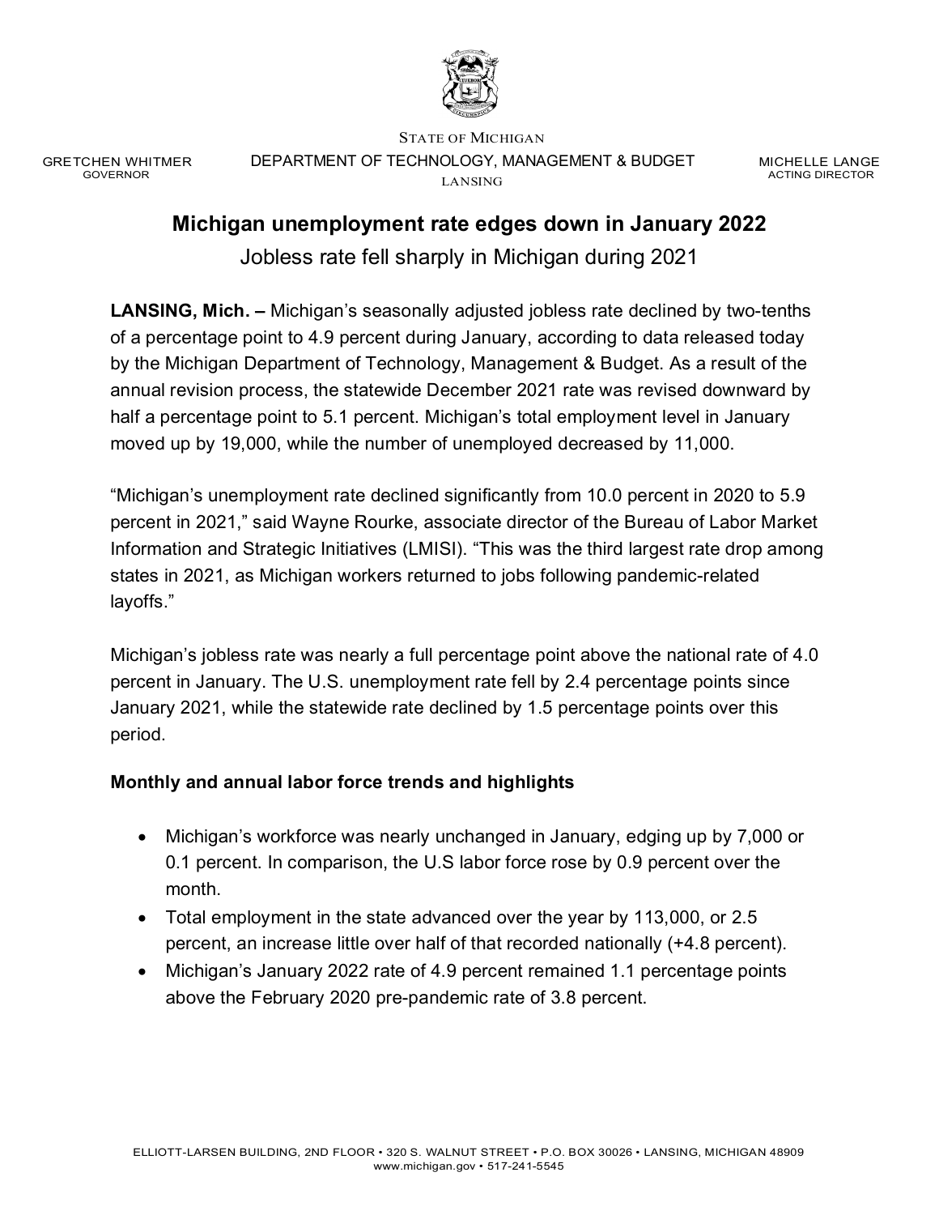STATE OF MICHIGAN
DEPARTMENT OF TECHNOLOGY, MANAGEMENT & BUDGET
LANSING

GRETCHEN WHITMER
GOVERNOR

MICHELLE LANGE
ACTING DIRECTOR

# Michigan unemployment rate edges down in January 2022

## Jobless rate fell sharply in Michigan during 2021

**LANSING, Mich. –** Michigan's seasonally adjusted jobless rate declined by two-tenths of a percentage point to 4.9 percent during January, according to data released today by the Michigan Department of Technology, Management & Budget. As a result of the annual revision process, the statewide December 2021 rate was revised downward by half a percentage point to 5.1 percent. Michigan's total employment level in January moved up by 19,000, while the number of unemployed decreased by 11,000.

"Michigan's unemployment rate declined significantly from 10.0 percent in 2020 to 5.9 percent in 2021," said Wayne Rourke, associate director of the Bureau of Labor Market Information and Strategic Initiatives (LMISI). "This was the third largest rate drop among states in 2021, as Michigan workers returned to jobs following pandemic-related layoffs."

Michigan's jobless rate was nearly a full percentage point above the national rate of 4.0 percent in January. The U.S. unemployment rate fell by 2.4 percentage points since January 2021, while the statewide rate declined by 1.5 percentage points over this period.

### Monthly and annual labor force trends and highlights

- Michigan's workforce was nearly unchanged in January, edging up by 7,000 or 0.1 percent. In comparison, the U.S labor force rose by 0.9 percent over the month.
- Total employment in the state advanced over the year by 113,000, or 2.5 percent, an increase little over half of that recorded nationally (+4.8 percent).
- Michigan's January 2022 rate of 4.9 percent remained 1.1 percentage points above the February 2020 pre-pandemic rate of 3.8 percent.

ELLIOTT-LARSEN BUILDING, 2ND FLOOR • 320 S. WALNUT STREET • P.O. BOX 30026 • LANSING, MICHIGAN 48909
www.michigan.gov • 517-241-5545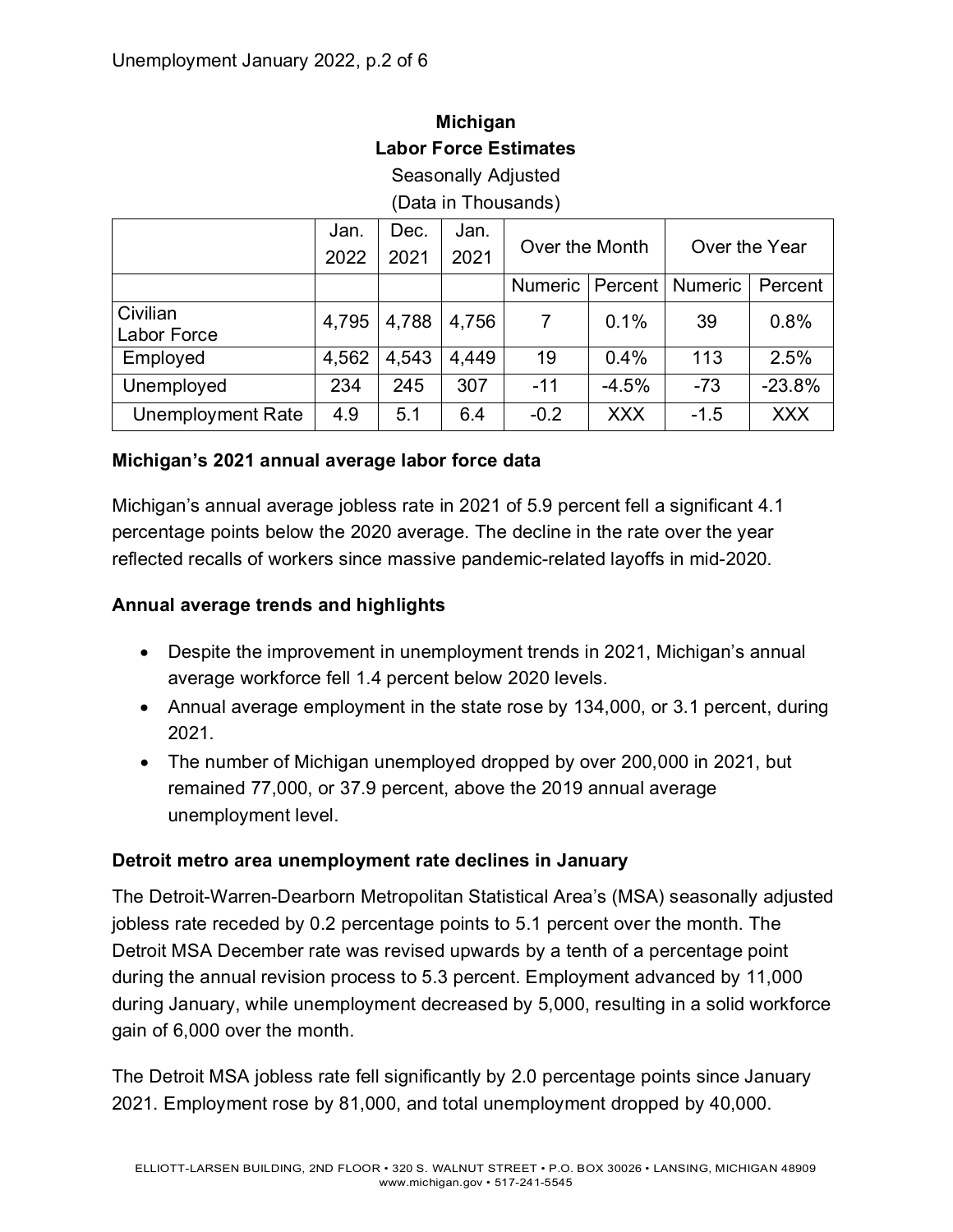**Michigan**
**Labor Force Estimates**
Seasonally Adjusted
(Data in Thousands)

| | Jan. 2022 | Dec. 2021 | Jan. 2021 | Over the Month | | Over the Year | |
|---|---|---|---|---|---|---|---|
| | | | | Numeric | Percent | Numeric | Percent |
| Civilian Labor Force | 4,795 | 4,788 | 4,756 | 7 | 0.1% | 39 | 0.8% |
| Employed | 4,562 | 4,543 | 4,449 | 19 | 0.4% | 113 | 2.5% |
| Unemployed | 234 | 245 | 307 | -11 | -4.5% | -73 | -23.8% |
| Unemployment Rate | 4.9 | 5.1 | 6.4 | -0.2 | XXX | -1.5 | XXX |

### Michigan's 2021 annual average labor force data

Michigan's annual average jobless rate in 2021 of 5.9 percent fell a significant 4.1 percentage points below the 2020 average. The decline in the rate over the year reflected recalls of workers since massive pandemic-related layoffs in mid-2020.

### Annual average trends and highlights

- Despite the improvement in unemployment trends in 2021, Michigan's annual average workforce fell 1.4 percent below 2020 levels.
- Annual average employment in the state rose by 134,000, or 3.1 percent, during 2021.
- The number of Michigan unemployed dropped by over 200,000 in 2021, but remained 77,000, or 37.9 percent, above the 2019 annual average unemployment level.

### Detroit metro area unemployment rate declines in January

The Detroit-Warren-Dearborn Metropolitan Statistical Area's (MSA) seasonally adjusted jobless rate receded by 0.2 percentage points to 5.1 percent over the month. The Detroit MSA December rate was revised upwards by a tenth of a percentage point during the annual revision process to 5.3 percent. Employment advanced by 11,000 during January, while unemployment decreased by 5,000, resulting in a solid workforce gain of 6,000 over the month.

The Detroit MSA jobless rate fell significantly by 2.0 percentage points since January 2021. Employment rose by 81,000, and total unemployment dropped by 40,000.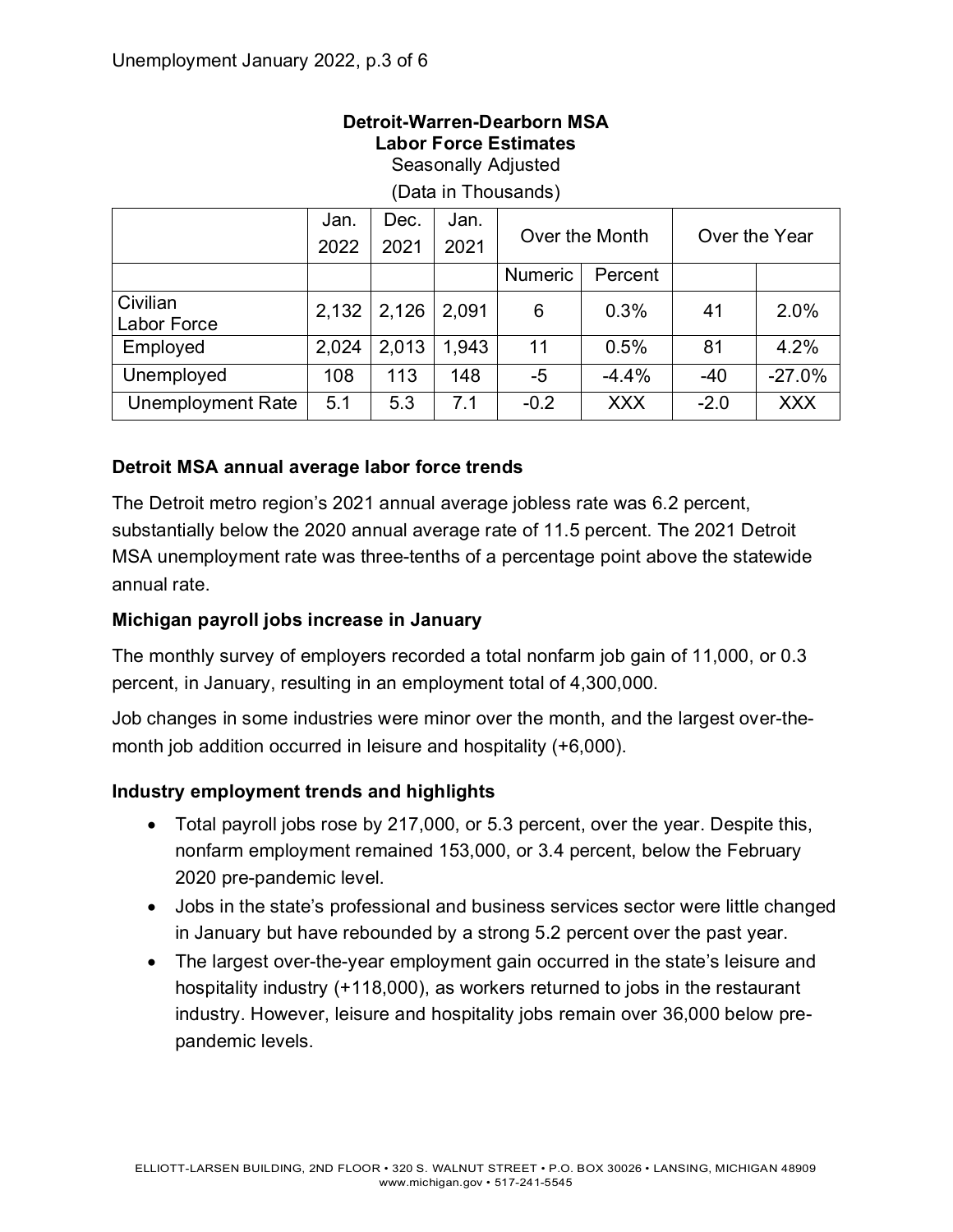**Detroit-Warren-Dearborn MSA**
**Labor Force Estimates**
Seasonally Adjusted
(Data in Thousands)

| | Jan. 2022 | Dec. 2021 | Jan. 2021 | Over the Month | | Over the Year | |
|---|---|---|---|---|---|---|---|
| | | | | Numeric | Percent | | |
| Civilian Labor Force | 2,132 | 2,126 | 2,091 | 6 | 0.3% | 41 | 2.0% |
| Employed | 2,024 | 2,013 | 1,943 | 11 | 0.5% | 81 | 4.2% |
| Unemployed | 108 | 113 | 148 | -5 | -4.4% | -40 | -27.0% |
| Unemployment Rate | 5.1 | 5.3 | 7.1 | -0.2 | XXX | -2.0 | XXX |

### Detroit MSA annual average labor force trends

The Detroit metro region's 2021 annual average jobless rate was 6.2 percent, substantially below the 2020 annual average rate of 11.5 percent. The 2021 Detroit MSA unemployment rate was three-tenths of a percentage point above the statewide annual rate.

### Michigan payroll jobs increase in January

The monthly survey of employers recorded a total nonfarm job gain of 11,000, or 0.3 percent, in January, resulting in an employment total of 4,300,000.

Job changes in some industries were minor over the month, and the largest over-the-month job addition occurred in leisure and hospitality (+6,000).

### Industry employment trends and highlights

- Total payroll jobs rose by 217,000, or 5.3 percent, over the year. Despite this, nonfarm employment remained 153,000, or 3.4 percent, below the February 2020 pre-pandemic level.
- Jobs in the state's professional and business services sector were little changed in January but have rebounded by a strong 5.2 percent over the past year.
- The largest over-the-year employment gain occurred in the state's leisure and hospitality industry (+118,000), as workers returned to jobs in the restaurant industry. However, leisure and hospitality jobs remain over 36,000 below pre-pandemic levels.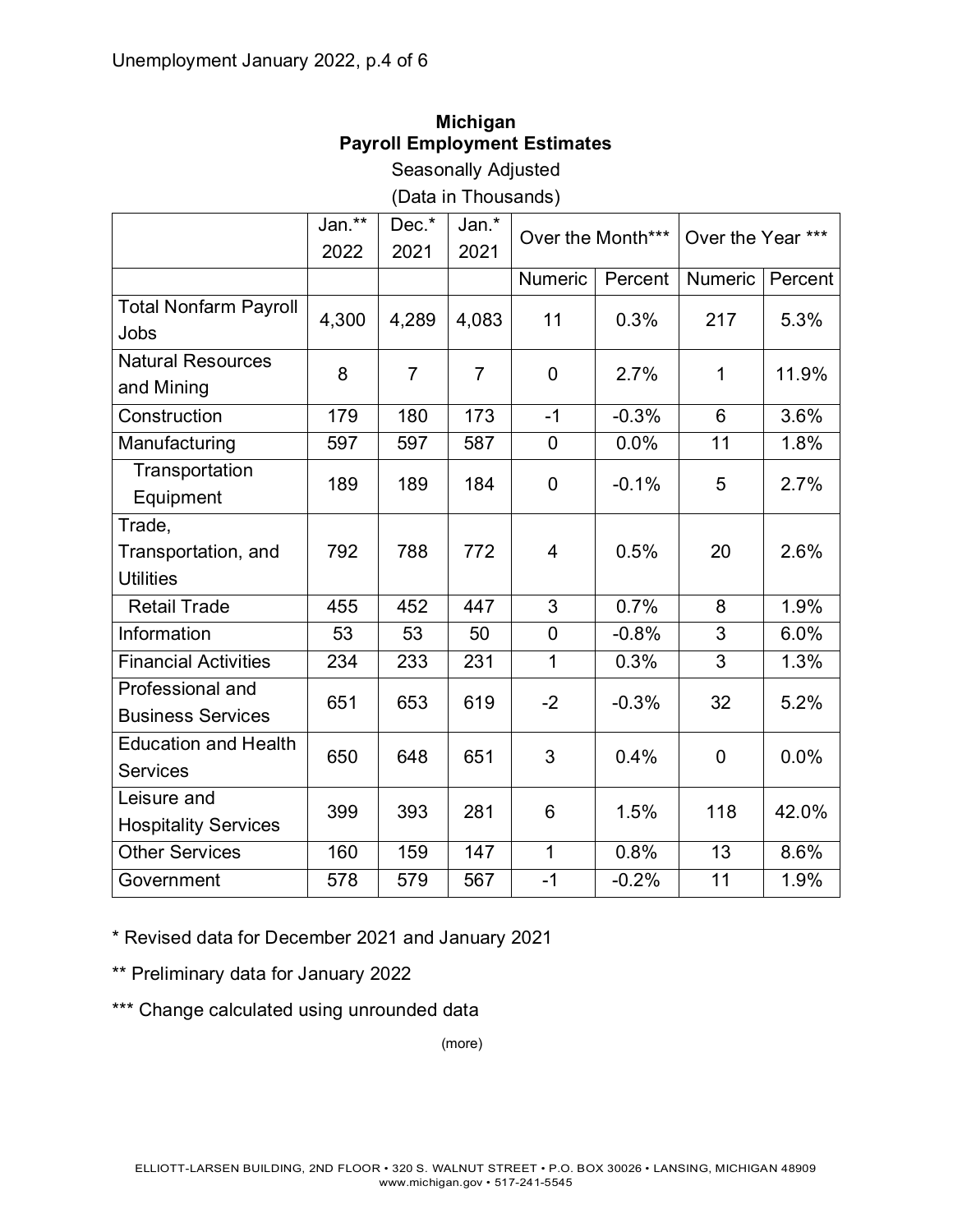**Michigan**
**Payroll Employment Estimates**

Seasonally Adjusted

(Data in Thousands)

| | Jan.** 2022 | Dec.* 2021 | Jan.* 2021 | Over the Month*** | | Over the Year *** | |
|---|---|---|---|---|---|---|---|
| | | | | Numeric | Percent | Numeric | Percent |
| Total Nonfarm Payroll Jobs | 4,300 | 4,289 | 4,083 | 11 | 0.3% | 217 | 5.3% |
| Natural Resources and Mining | 8 | 7 | 7 | 0 | 2.7% | 1 | 11.9% |
| Construction | 179 | 180 | 173 | -1 | -0.3% | 6 | 3.6% |
| Manufacturing | 597 | 597 | 587 | 0 | 0.0% | 11 | 1.8% |
| Transportation Equipment | 189 | 189 | 184 | 0 | -0.1% | 5 | 2.7% |
| Trade, Transportation, and Utilities | 792 | 788 | 772 | 4 | 0.5% | 20 | 2.6% |
| Retail Trade | 455 | 452 | 447 | 3 | 0.7% | 8 | 1.9% |
| Information | 53 | 53 | 50 | 0 | -0.8% | 3 | 6.0% |
| Financial Activities | 234 | 233 | 231 | 1 | 0.3% | 3 | 1.3% |
| Professional and Business Services | 651 | 653 | 619 | -2 | -0.3% | 32 | 5.2% |
| Education and Health Services | 650 | 648 | 651 | 3 | 0.4% | 0 | 0.0% |
| Leisure and Hospitality Services | 399 | 393 | 281 | 6 | 1.5% | 118 | 42.0% |
| Other Services | 160 | 159 | 147 | 1 | 0.8% | 13 | 8.6% |
| Government | 578 | 579 | 567 | -1 | -0.2% | 11 | 1.9% |

* Revised data for December 2021 and January 2021

** Preliminary data for January 2022

*** Change calculated using unrounded data

(more)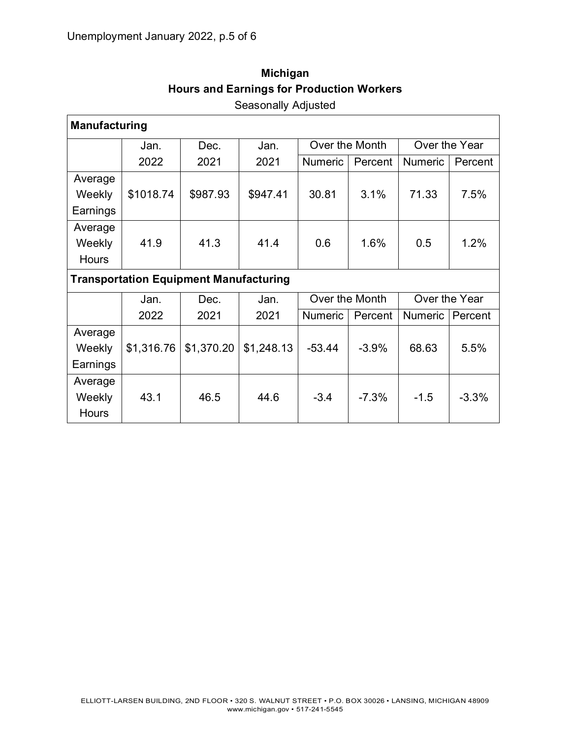## Michigan
### Hours and Earnings for Production Workers
Seasonally Adjusted

| **Manufacturing** | | | | | | | |
|---|---|---|---|---|---|---|---|
| | Jan. 2022 | Dec. 2021 | Jan. 2021 | Over the Month | | Over the Year | |
| | | | | Numeric | Percent | Numeric | Percent |
| Average Weekly Earnings | $1018.74 | $987.93 | $947.41 | 30.81 | 3.1% | 71.33 | 7.5% |
| Average Weekly Hours | 41.9 | 41.3 | 41.4 | 0.6 | 1.6% | 0.5 | 1.2% |
| **Transportation Equipment Manufacturing** | | | | | | | |
| | Jan. 2022 | Dec. 2021 | Jan. 2021 | Over the Month | | Over the Year | |
| | | | | Numeric | Percent | Numeric | Percent |
| Average Weekly Earnings | $1,316.76 | $1,370.20 | $1,248.13 | -53.44 | -3.9% | 68.63 | 5.5% |
| Average Weekly Hours | 43.1 | 46.5 | 44.6 | -3.4 | -7.3% | -1.5 | -3.3% |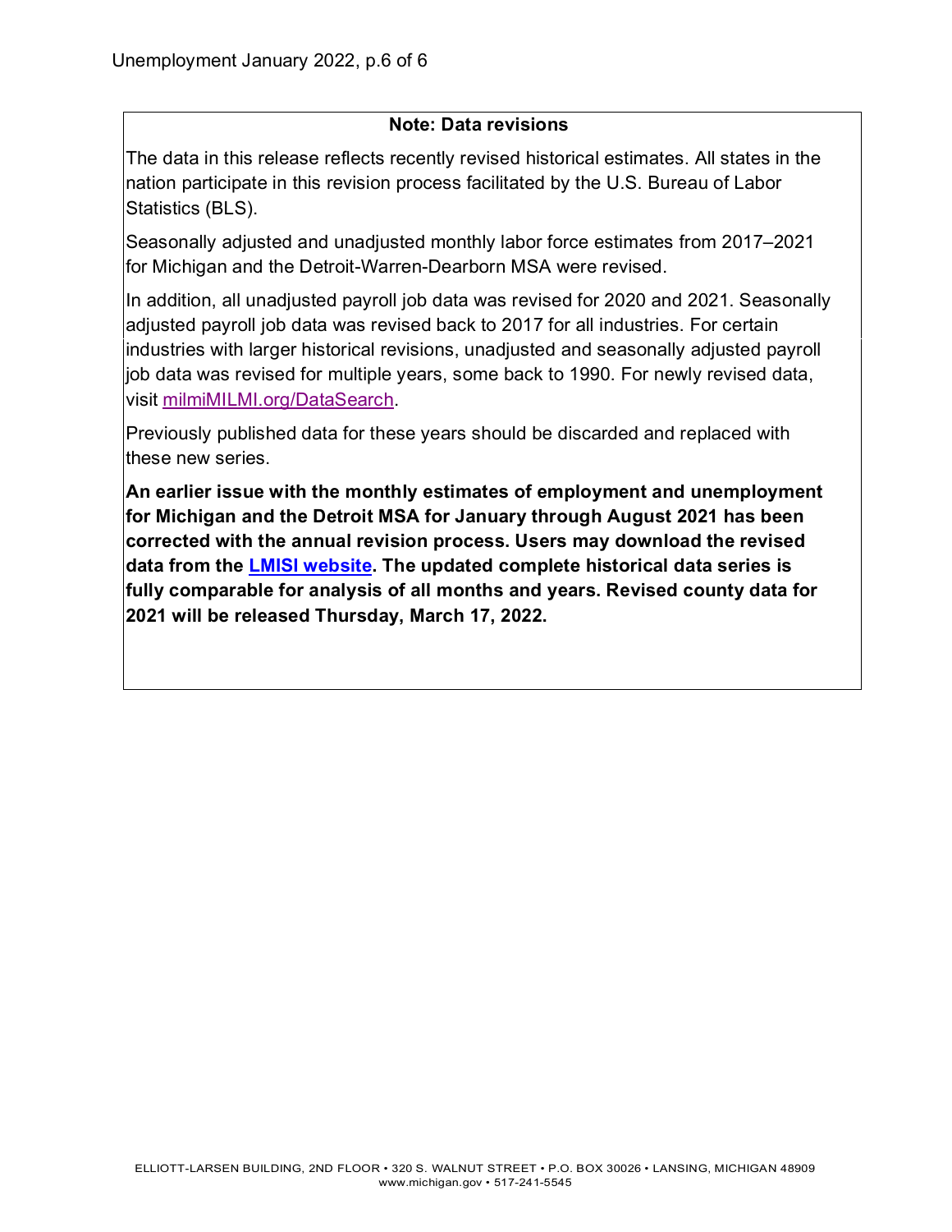### Note: Data revisions

The data in this release reflects recently revised historical estimates. All states in the nation participate in this revision process facilitated by the U.S. Bureau of Labor Statistics (BLS).

Seasonally adjusted and unadjusted monthly labor force estimates from 2017–2021 for Michigan and the Detroit-Warren-Dearborn MSA were revised.

In addition, all unadjusted payroll job data was revised for 2020 and 2021. Seasonally adjusted payroll job data was revised back to 2017 for all industries. For certain industries with larger historical revisions, unadjusted and seasonally adjusted payroll job data was revised for multiple years, some back to 1990. For newly revised data, visit milmiMILMI.org/DataSearch.

Previously published data for these years should be discarded and replaced with these new series.

**An earlier issue with the monthly estimates of employment and unemployment for Michigan and the Detroit MSA for January through August 2021 has been corrected with the annual revision process. Users may download the revised data from the LMISI website. The updated complete historical data series is fully comparable for analysis of all months and years. Revised county data for 2021 will be released Thursday, March 17, 2022.**

ELLIOTT-LARSEN BUILDING, 2ND FLOOR • 320 S. WALNUT STREET • P.O. BOX 30026 • LANSING, MICHIGAN 48909
www.michigan.gov • 517-241-5545